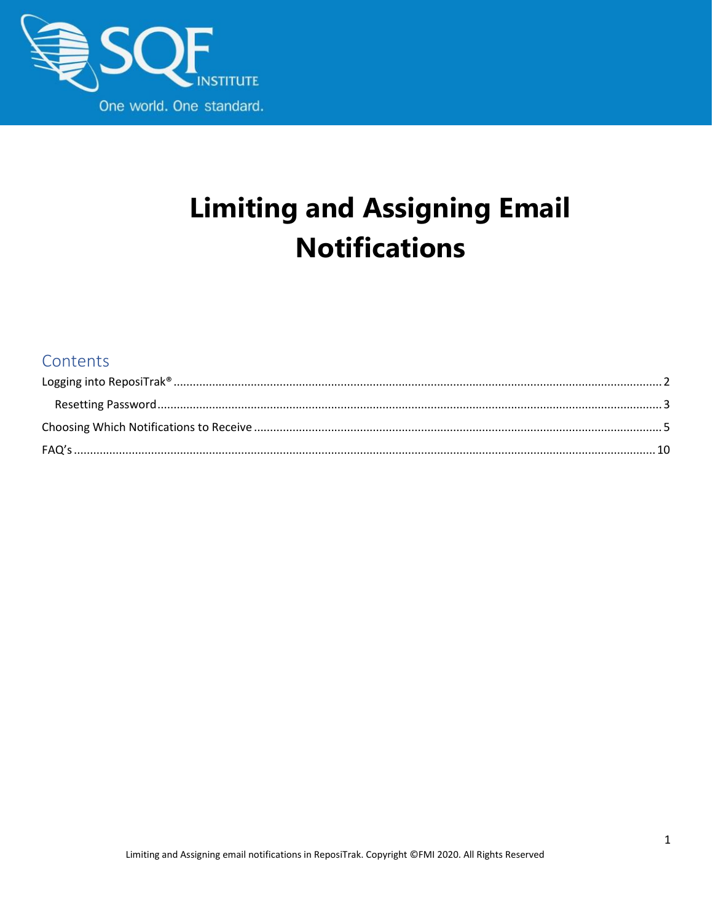SQF INSTITUTE

One world. One standard.

# Limiting and Assigning Email Notifications

## Contents

Logging into ReposiTrak® ............................................................ 2

Resetting Password ............................................................ 3

Choosing Which Notifications to Receive ............................................................ 5

FAQ's ............................................................ 10

Limiting and Assigning email notifications in ReposiTrak. Copyright ©FMI 2020. All Rights Reserved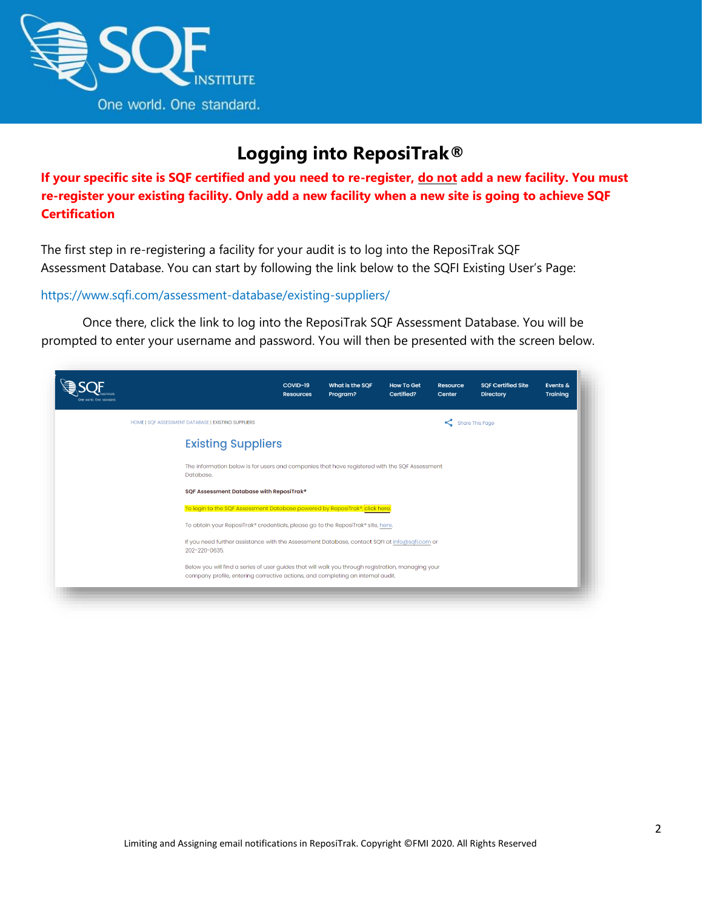# Logging into ReposiTrak®

**If your specific site is SQF certified and you need to re-register, <u>do not</u> add a new facility. You must re-register your existing facility. Only add a new facility when a new site is going to achieve SQF Certification**

The first step in re-registering a facility for your audit is to log into the ReposiTrak SQF Assessment Database. You can start by following the link below to the SQFI Existing User's Page:

https://www.sqfi.com/assessment-database/existing-suppliers/

Once there, click the link to log into the ReposiTrak SQF Assessment Database. You will be prompted to enter your username and password. You will then be presented with the screen below.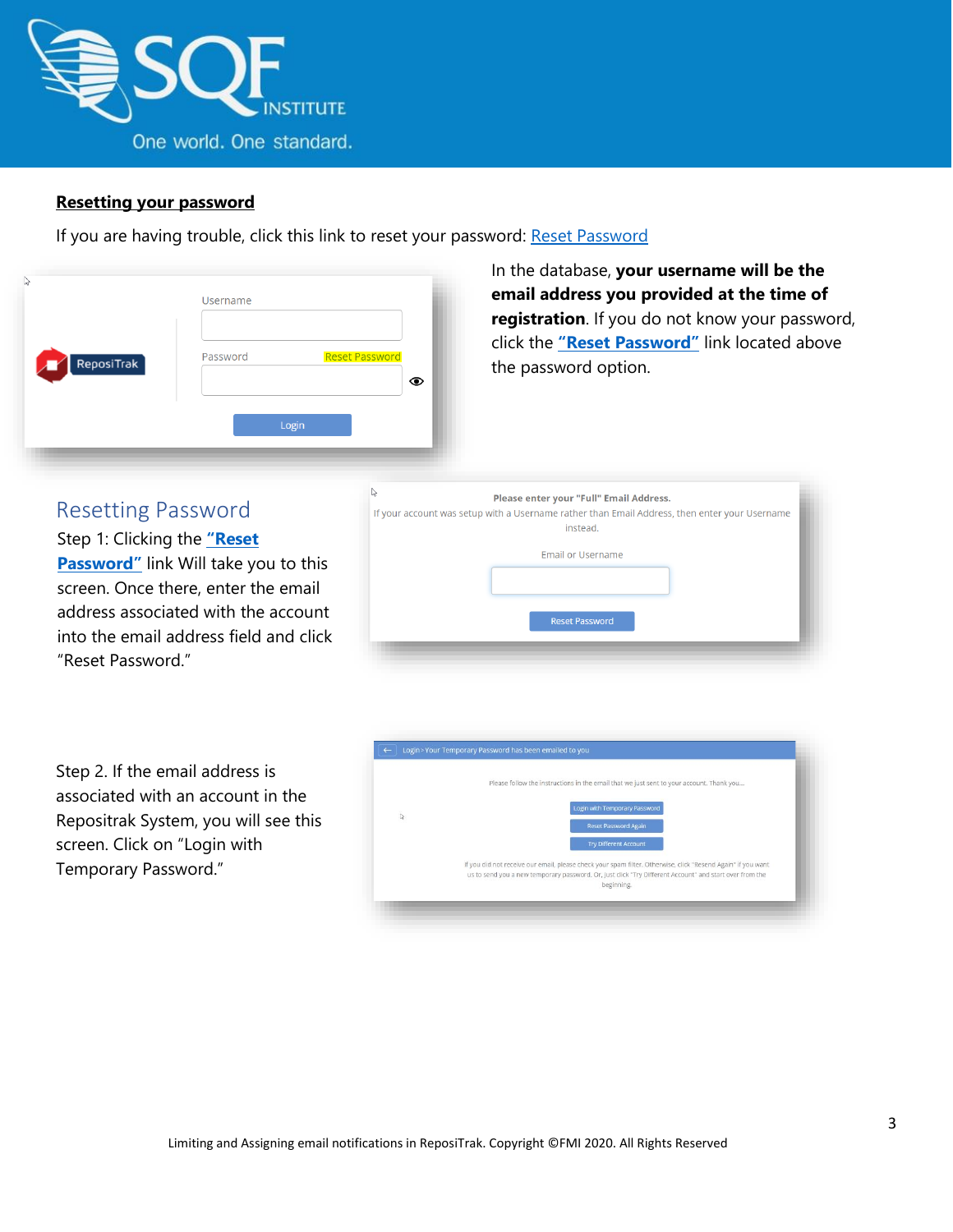## Resetting your password

If you are having trouble, click this link to reset your password: Reset Password

In the database, **your username will be the email address you provided at the time of registration**. If you do not know your password, click the **"Reset Password"** link located above the password option.

## Resetting Password

Step 1: Clicking the **"Reset Password"** link Will take you to this screen. Once there, enter the email address associated with the account into the email address field and click "Reset Password."

Step 2. If the email address is associated with an account in the Repositrak System, you will see this screen. Click on "Login with Temporary Password."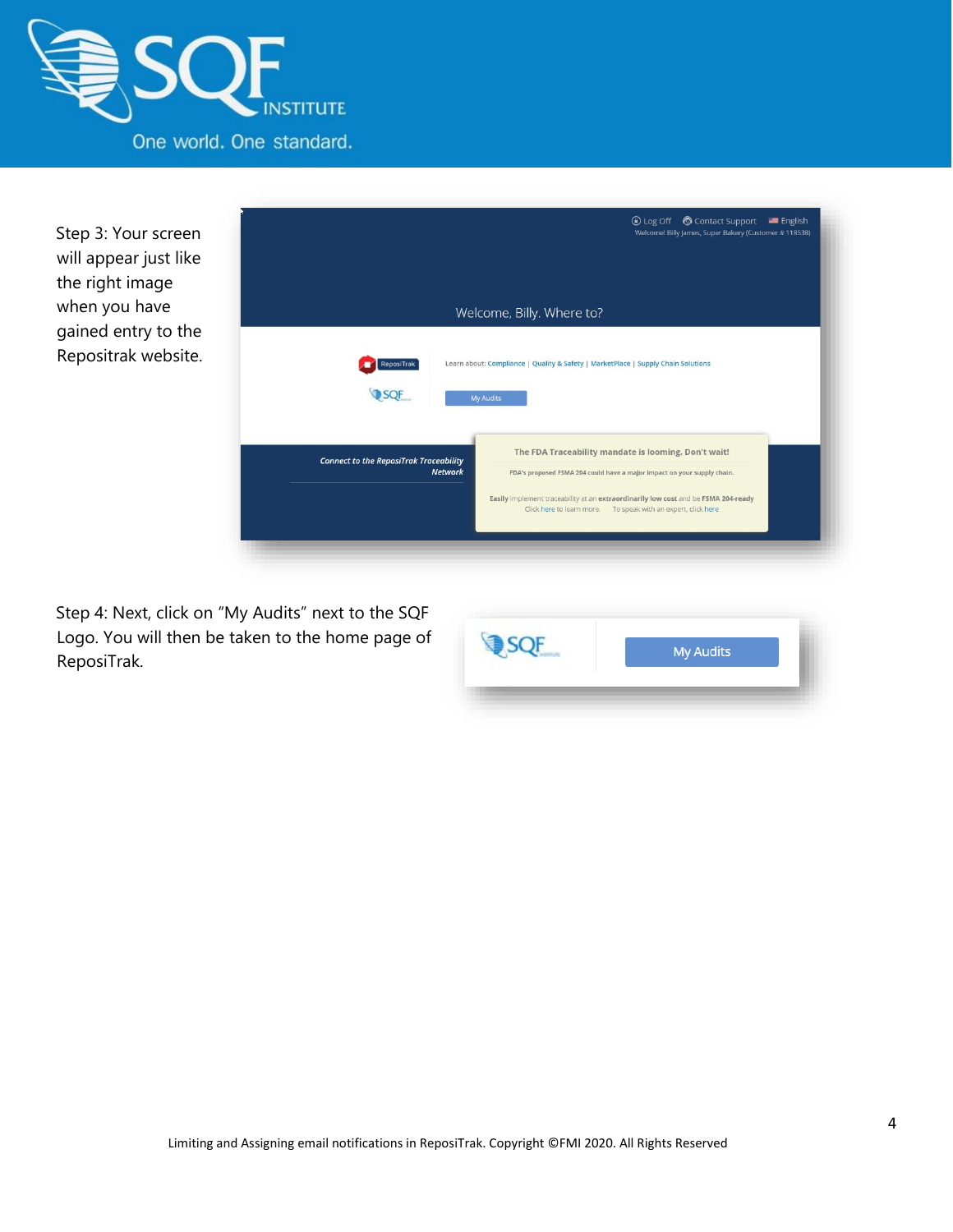Step 3: Your screen will appear just like the right image when you have gained entry to the Repositrak website.

Step 4: Next, click on "My Audits" next to the SQF Logo. You will then be taken to the home page of ReposiTrak.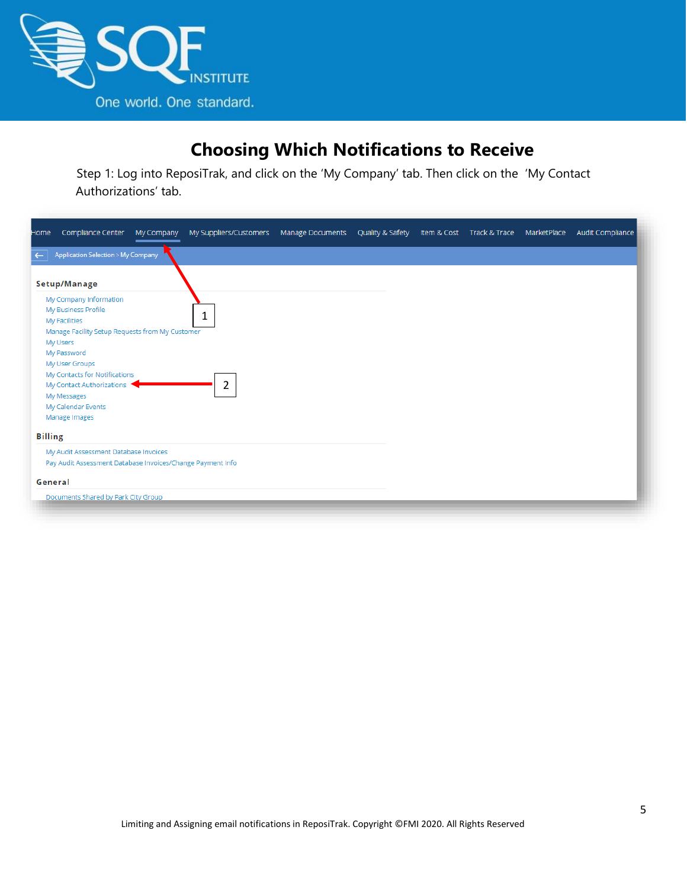# Choosing Which Notifications to Receive

Step 1: Log into ReposiTrak, and click on the 'My Company' tab. Then click on the 'My Contact Authorizations' tab.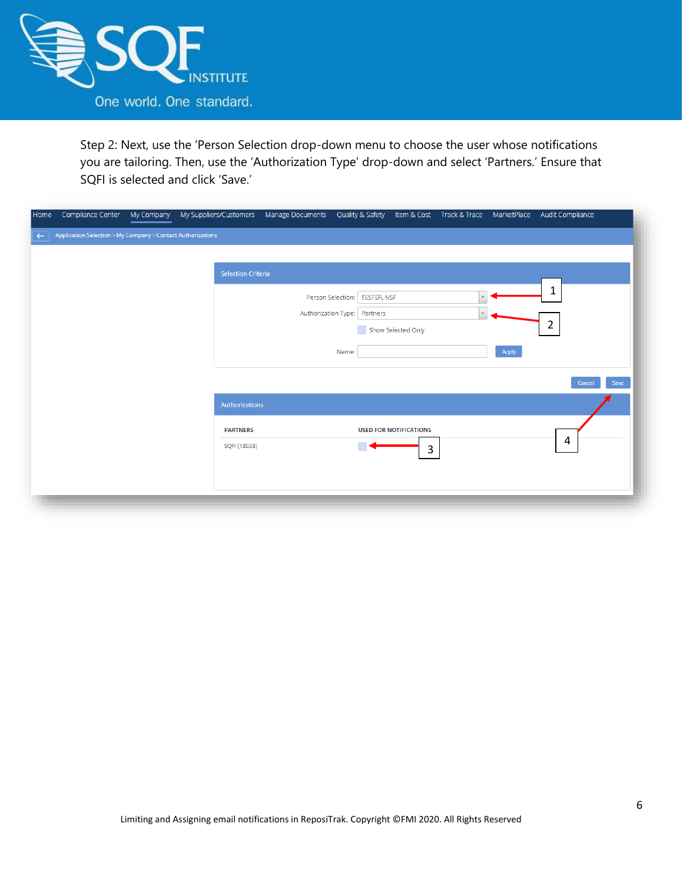Step 2: Next, use the 'Person Selection drop-down menu to choose the user whose notifications you are tailoring. Then, use the 'Authorization Type' drop-down and select 'Partners.' Ensure that SQFI is selected and click 'Save.'

Home Compliance Center My Company My Suppliers/Customers Manage Documents Quality & Safety Item & Cost Track & Trace MarketPlace Audit Compliance

Application Selection > My Company > Contact Authorizations

Selection Criteria

Person Selection: TESTER, NSF — 1

Authorization Type: Partners — 2

Show Selected Only

Name: Apply

Cancel Save — 4

Authorizations

| PARTNERS | USED FOR NOTIFICATIONS |
| --- | --- |
| SQFI (18038) | 3 |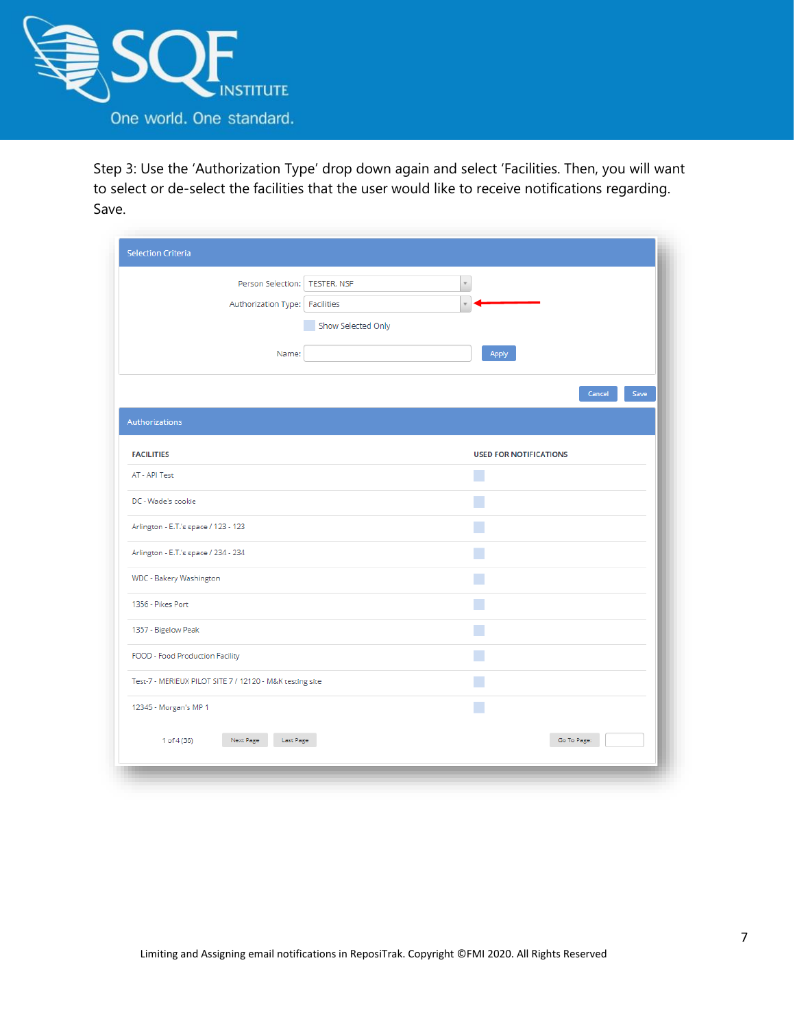Step 3: Use the 'Authorization Type' drop down again and select 'Facilities. Then, you will want to select or de-select the facilities that the user would like to receive notifications regarding. Save.

Selection Criteria

Person Selection: TESTER, NSF

Authorization Type: Facilities

Show Selected Only

Name: Apply

Cancel Save

Authorizations

| FACILITIES | USED FOR NOTIFICATIONS |
| --- | --- |
| AT - API Test | |
| DC - Wade's cookie | |
| Arlington - E.T.'s space / 123 - 123 | |
| Arlington - E.T.'s space / 234 - 234 | |
| WDC - Bakery Washington | |
| 1356 - Pikes Port | |
| 1357 - Bigelow Peak | |
| FOOD - Food Production Facility | |
| Test-7 - MERIEUX PILOT SITE 7 / 12120 - M&K testing site | |
| 12345 - Morgan's MP 1 | |

1 of 4 (36) Next Page Last Page Go To Page:

Limiting and Assigning email notifications in ReposiTrak. Copyright ©FMI 2020. All Rights Reserved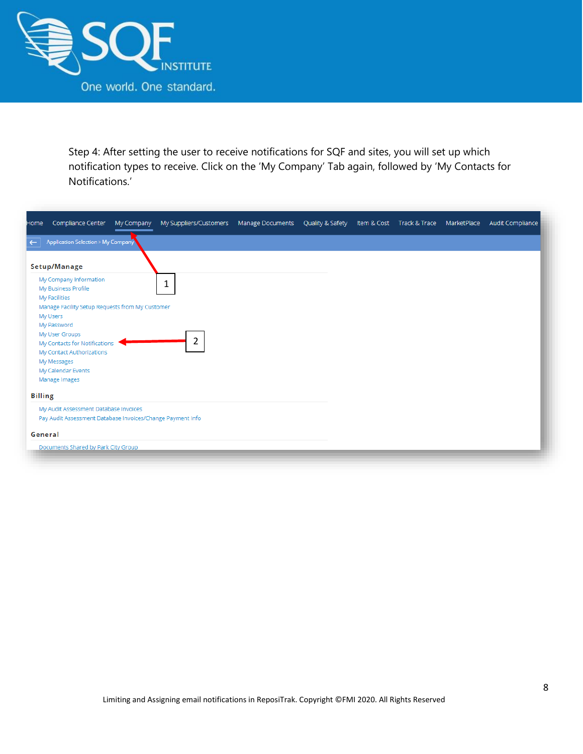Step 4: After setting the user to receive notifications for SQF and sites, you will set up which notification types to receive. Click on the 'My Company' Tab again, followed by 'My Contacts for Notifications.'

Home Compliance Center My Company My Suppliers/Customers Manage Documents Quality & Safety Item & Cost Track & Trace MarketPlace Audit Compliance

Application Selection > My Company

**Setup/Manage**

My Company Information
My Business Profile
My Facilities
Manage Facility Setup Requests from My Customer
My Users
My Password
My User Groups
My Contacts for Notifications
My Contact Authorizations
My Messages
My Calendar Events
Manage Images

**Billing**

My Audit Assessment Database Invoices
Pay Audit Assessment Database Invoices/Change Payment Info

**General**

Documents Shared by Park City Group

1

2

Limiting and Assigning email notifications in ReposiTrak. Copyright ©FMI 2020. All Rights Reserved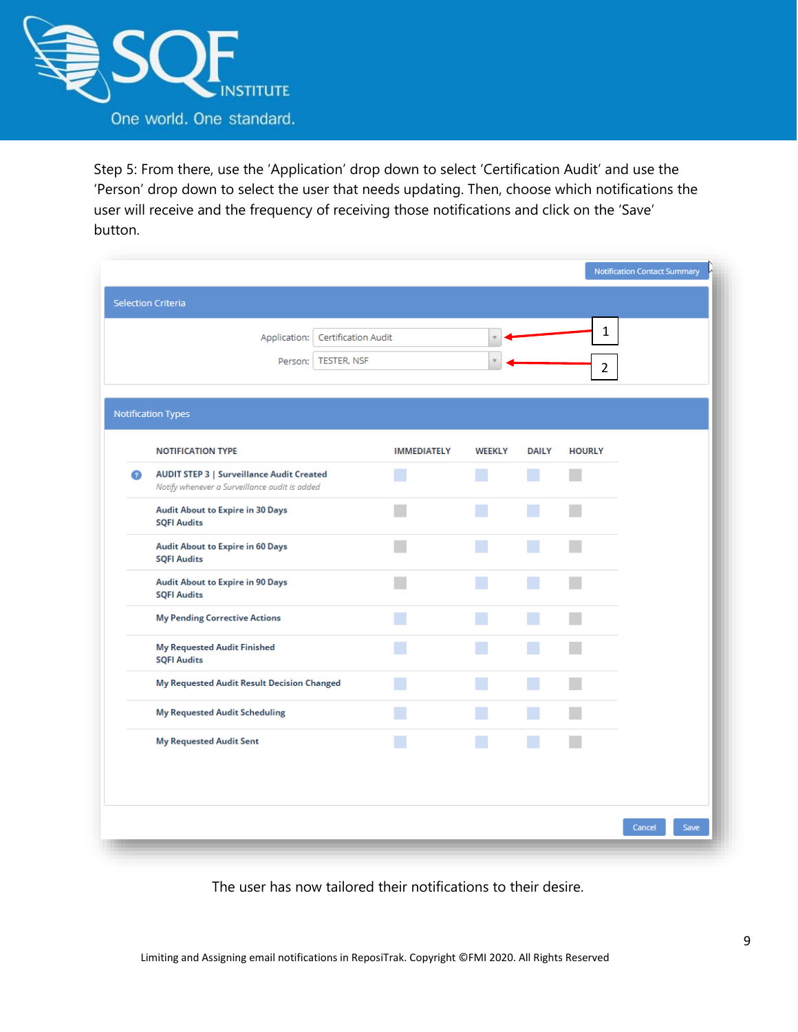Step 5: From there, use the 'Application' drop down to select 'Certification Audit' and use the 'Person' drop down to select the user that needs updating. Then, choose which notifications the user will receive and the frequency of receiving those notifications and click on the 'Save' button.

Notification Contact Summary

Selection Criteria

Application: Certification Audit

Person: TESTER, NSF

1

2

Notification Types

| NOTIFICATION TYPE | IMMEDIATELY | WEEKLY | DAILY | HOURLY |
|---|---|---|---|---|
| AUDIT STEP 3 \| Surveillance Audit Created *Notify whenever a Surveillance audit is added* | | | | |
| Audit About to Expire in 30 Days SQFI Audits | | | | |
| Audit About to Expire in 60 Days SQFI Audits | | | | |
| Audit About to Expire in 90 Days SQFI Audits | | | | |
| My Pending Corrective Actions | | | | |
| My Requested Audit Finished SQFI Audits | | | | |
| My Requested Audit Result Decision Changed | | | | |
| My Requested Audit Scheduling | | | | |
| My Requested Audit Sent | | | | |

Cancel Save

The user has now tailored their notifications to their desire.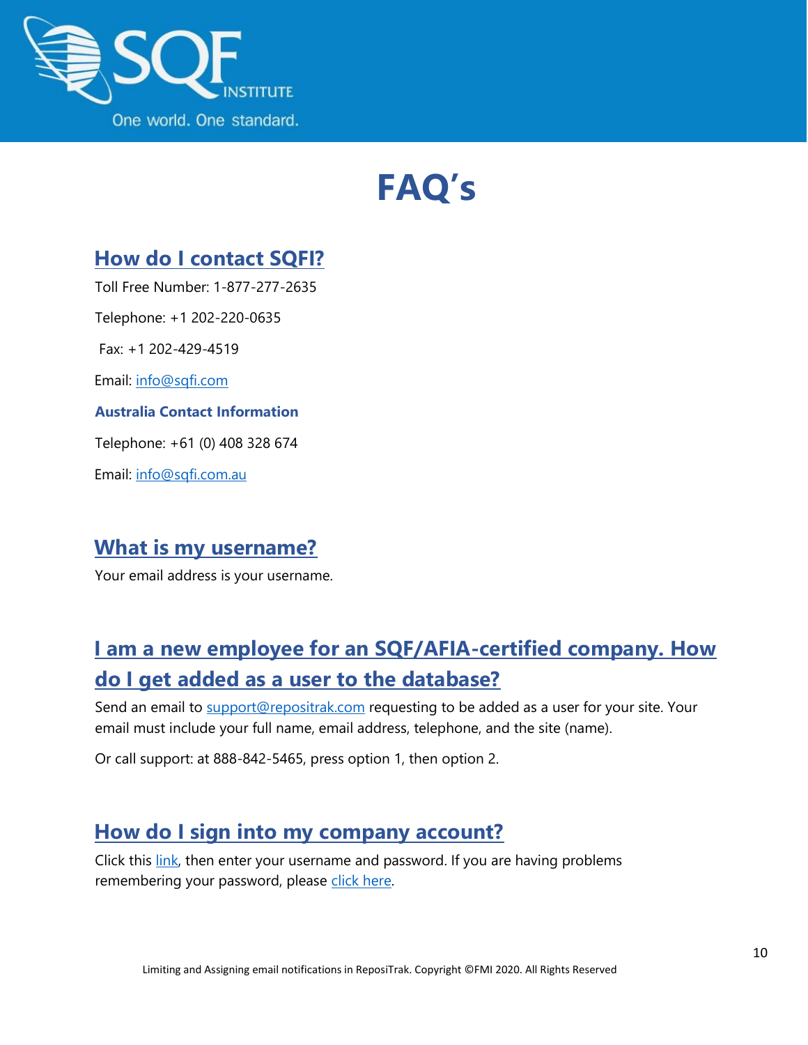# FAQ's

## How do I contact SQFI?

Toll Free Number: 1-877-277-2635

Telephone: +1 202-220-0635

Fax: +1 202-429-4519

Email: info@sqfi.com

**Australia Contact Information**

Telephone: +61 (0) 408 328 674

Email: info@sqfi.com.au

## What is my username?

Your email address is your username.

## I am a new employee for an SQF/AFIA-certified company. How do I get added as a user to the database?

Send an email to support@repositrak.com requesting to be added as a user for your site. Your email must include your full name, email address, telephone, and the site (name).

Or call support: at 888-842-5465, press option 1, then option 2.

## How do I sign into my company account?

Click this link, then enter your username and password. If you are having problems remembering your password, please click here.